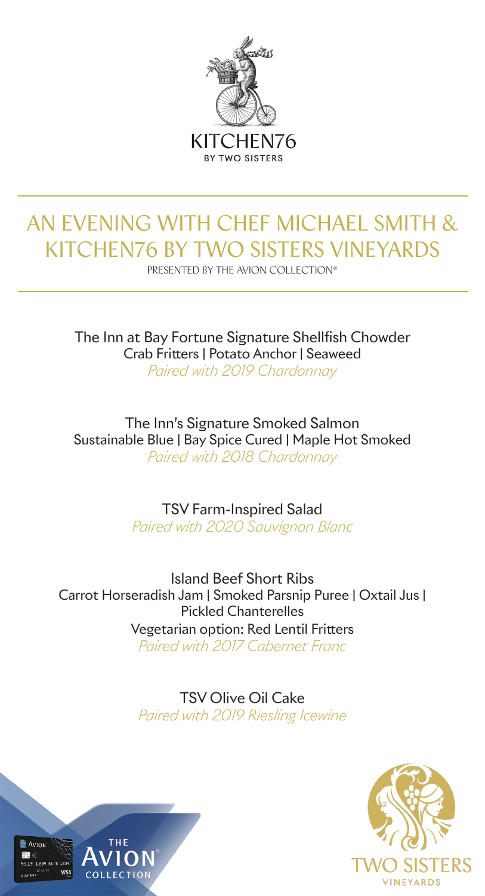KITCHEN76
BY TWO SISTERS

# AN EVENING WITH CHEF MICHAEL SMITH & KITCHEN76 BY TWO SISTERS VINEYARDS

PRESENTED BY THE AVION COLLECTION®

The Inn at Bay Fortune Signature Shellfish Chowder
Crab Fritters | Potato Anchor | Seaweed
*Paired with 2019 Chardonnay*

The Inn's Signature Smoked Salmon
Sustainable Blue | Bay Spice Cured | Maple Hot Smoked
*Paired with 2018 Chardonnay*

TSV Farm-Inspired Salad
*Paired with 2020 Sauvignon Blanc*

Island Beef Short Ribs
Carrot Horseradish Jam | Smoked Parsnip Puree | Oxtail Jus | Pickled Chanterelles
Vegetarian option: Red Lentil Fritters
*Paired with 2017 Cabernet Franc*

TSV Olive Oil Cake
*Paired with 2019 Riesling Icewine*

THE AVION® COLLECTION

TWO SISTERS VINEYARDS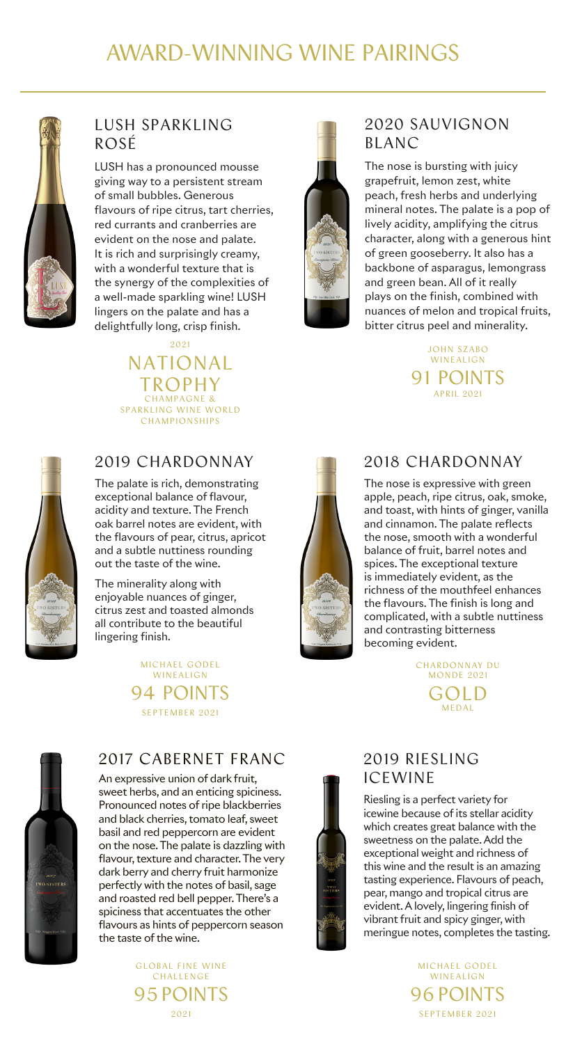# AWARD-WINNING WINE PAIRINGS

## LUSH SPARKLING ROSÉ

LUSH has a pronounced mousse giving way to a persistent stream of small bubbles. Generous flavours of ripe citrus, tart cherries, red currants and cranberries are evident on the nose and palate. It is rich and surprisingly creamy, with a wonderful texture that is the synergy of the complexities of a well-made sparkling wine! LUSH lingers on the palate and has a delightfully long, crisp finish.

2021
NATIONAL TROPHY
CHAMPAGNE & SPARKLING WINE WORLD CHAMPIONSHIPS

## 2020 SAUVIGNON BLANC

The nose is bursting with juicy grapefruit, lemon zest, white peach, fresh herbs and underlying mineral notes. The palate is a pop of lively acidity, amplifying the citrus character, along with a generous hint of green gooseberry. It also has a backbone of asparagus, lemongrass and green bean. All of it really plays on the finish, combined with nuances of melon and tropical fruits, bitter citrus peel and minerality.

JOHN SZABO
WINEALIGN
91 POINTS
APRIL 2021

## 2019 CHARDONNAY

The palate is rich, demonstrating exceptional balance of flavour, acidity and texture. The French oak barrel notes are evident, with the flavours of pear, citrus, apricot and a subtle nuttiness rounding out the taste of the wine.

The minerality along with enjoyable nuances of ginger, citrus zest and toasted almonds all contribute to the beautiful lingering finish.

MICHAEL GODEL
WINEALIGN
94 POINTS
SEPTEMBER 2021

## 2018 CHARDONNAY

The nose is expressive with green apple, peach, ripe citrus, oak, smoke, and toast, with hints of ginger, vanilla and cinnamon. The palate reflects the nose, smooth with a wonderful balance of fruit, barrel notes and spices. The exceptional texture is immediately evident, as the richness of the mouthfeel enhances the flavours. The finish is long and complicated, with a subtle nuttiness and contrasting bitterness becoming evident.

CHARDONNAY DU MONDE 2021
GOLD
MEDAL

## 2017 CABERNET FRANC

An expressive union of dark fruit, sweet herbs, and an enticing spiciness. Pronounced notes of ripe blackberries and black cherries, tomato leaf, sweet basil and red peppercorn are evident on the nose. The palate is dazzling with flavour, texture and character. The very dark berry and cherry fruit harmonize perfectly with the notes of basil, sage and roasted red bell pepper. There's a spiciness that accentuates the other flavours as hints of peppercorn season the taste of the wine.

GLOBAL FINE WINE CHALLENGE
95 POINTS
2021

## 2019 RIESLING ICEWINE

Riesling is a perfect variety for icewine because of its stellar acidity which creates great balance with the sweetness on the palate. Add the exceptional weight and richness of this wine and the result is an amazing tasting experience. Flavours of peach, pear, mango and tropical citrus are evident. A lovely, lingering finish of vibrant fruit and spicy ginger, with meringue notes, completes the tasting.

MICHAEL GODEL
WINEALIGN
96 POINTS
SEPTEMBER 2021